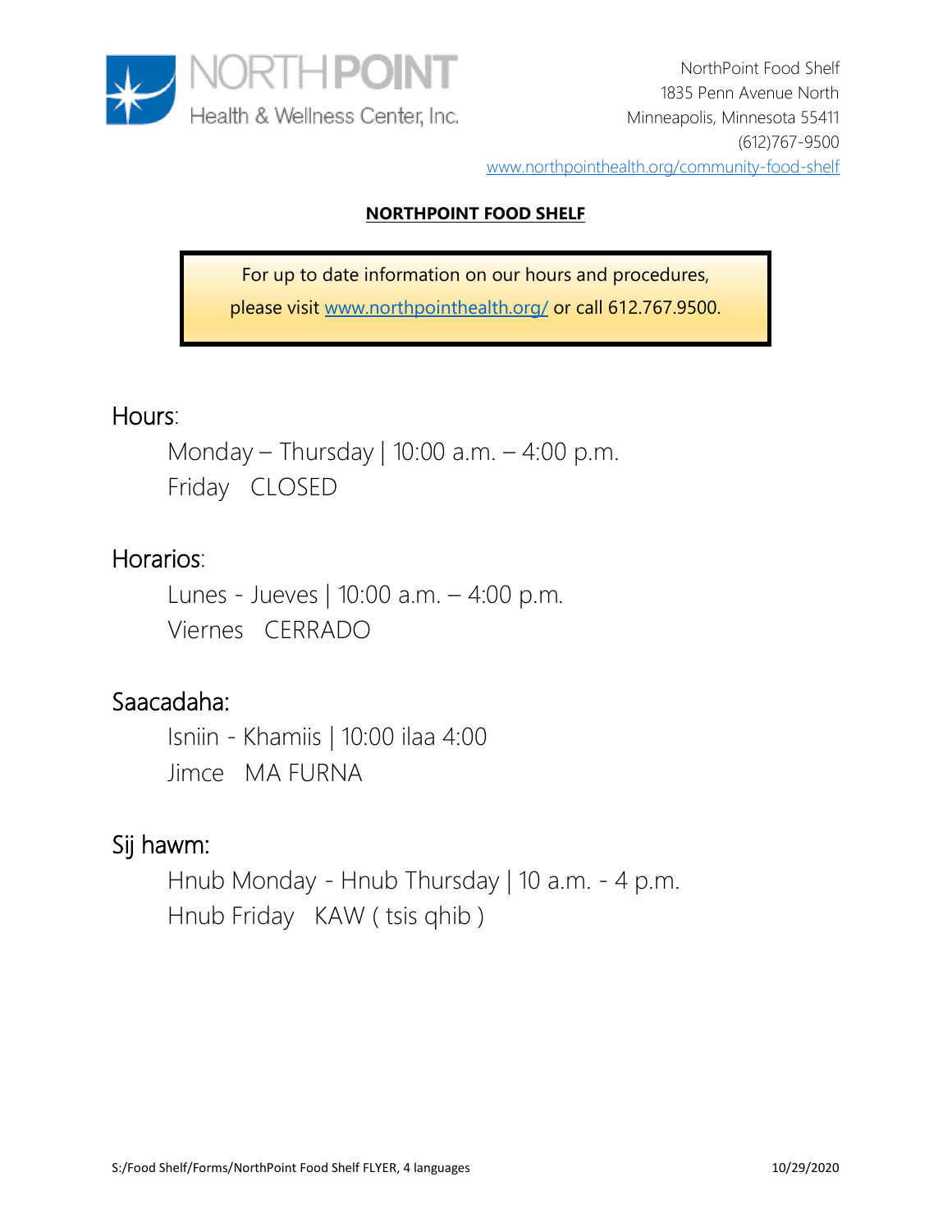NORTHPOINT Health & Wellness Center, Inc.

NorthPoint Food Shelf
1835 Penn Avenue North
Minneapolis, Minnesota 55411
(612)767-9500
www.northpointhealth.org/community-food-shelf

# NORTHPOINT FOOD SHELF

For up to date information on our hours and procedures, please visit www.northpointhealth.org/ or call 612.767.9500.

## Hours:

Monday – Thursday | 10:00 a.m. – 4:00 p.m.
Friday CLOSED

## Horarios:

Lunes - Jueves | 10:00 a.m. – 4:00 p.m.
Viernes CERRADO

## Saacadaha:

Isniin - Khamiis | 10:00 ilaa 4:00
Jimce MA FURNA

## Sij hawm:

Hnub Monday - Hnub Thursday | 10 a.m. - 4 p.m.
Hnub Friday KAW ( tsis qhib )

S:/Food Shelf/Forms/NorthPoint Food Shelf FLYER, 4 languages 10/29/2020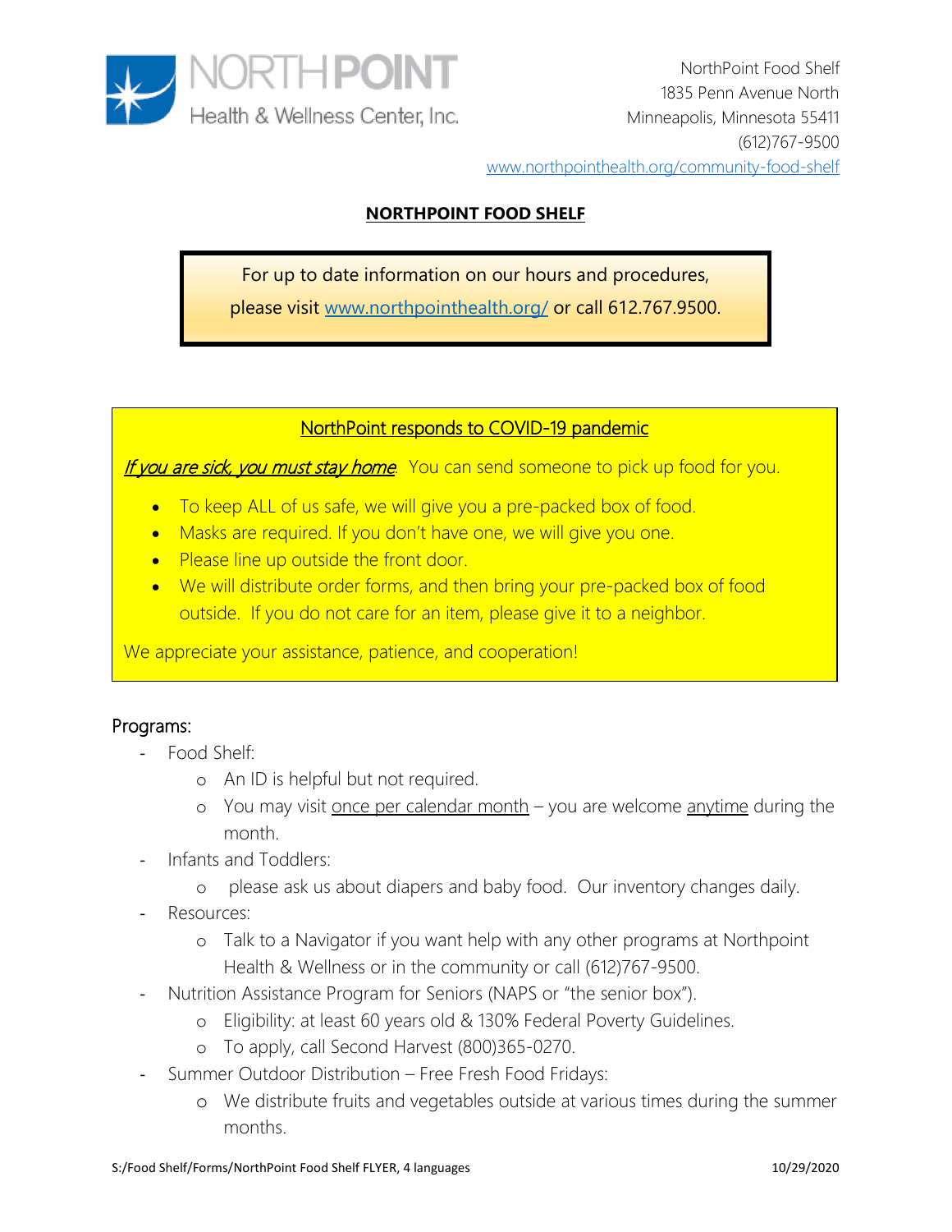NORTHPOINT
Health & Wellness Center, Inc.

NorthPoint Food Shelf
1835 Penn Avenue North
Minneapolis, Minnesota 55411
(612)767-9500
www.northpointhealth.org/community-food-shelf

# NORTHPOINT FOOD SHELF

For up to date information on our hours and procedures, please visit www.northpointhealth.org/ or call 612.767.9500.

## NorthPoint responds to COVID-19 pandemic

***If you are sick, you must stay home***. You can send someone to pick up food for you.

- To keep ALL of us safe, we will give you a pre-packed box of food.
- Masks are required. If you don't have one, we will give you one.
- Please line up outside the front door.
- We will distribute order forms, and then bring your pre-packed box of food outside. If you do not care for an item, please give it to a neighbor.

We appreciate your assistance, patience, and cooperation!

## Programs:

- Food Shelf:
  - An ID is helpful but not required.
  - You may visit once per calendar month – you are welcome anytime during the month.
- Infants and Toddlers:
  - please ask us about diapers and baby food. Our inventory changes daily.
- Resources:
  - Talk to a Navigator if you want help with any other programs at Northpoint Health & Wellness or in the community or call (612)767-9500.
- Nutrition Assistance Program for Seniors (NAPS or "the senior box").
  - Eligibility: at least 60 years old & 130% Federal Poverty Guidelines.
  - To apply, call Second Harvest (800)365-0270.
- Summer Outdoor Distribution – Free Fresh Food Fridays:
  - We distribute fruits and vegetables outside at various times during the summer months.

S:/Food Shelf/Forms/NorthPoint Food Shelf FLYER, 4 languages 10/29/2020